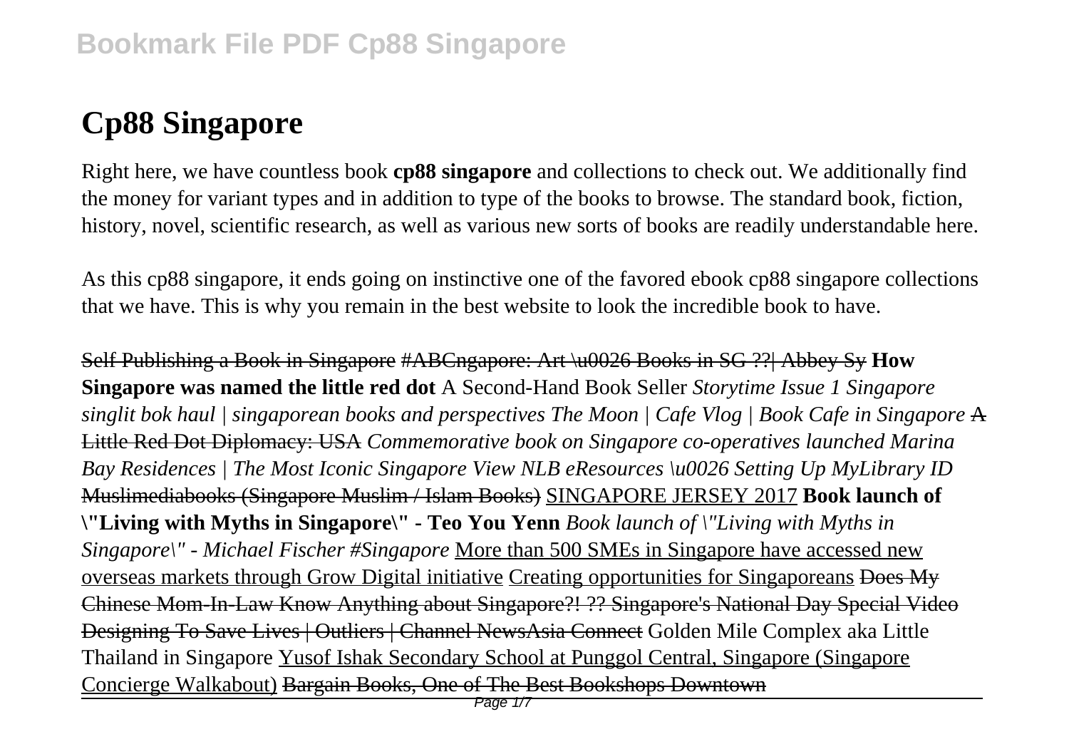# Cp88 Singapore

Right here, we have countless book **cp88 singapore** and collections to check out. We additionally find the money for variant types and in addition to type of the books to browse. The standard book, fiction, history, novel, scientific research, as well as various new sorts of books are readily understandable here.

As this cp88 singapore, it ends going on instinctive one of the favored ebook cp88 singapore collections that we have. This is why you remain in the best website to look the incredible book to have.

~~Self Publishing a Book in Singapore~~ ~~#ABCngapore: Art \u0026 Books in SG ??| Abbey Sy~~ **How Singapore was named the little red dot** A Second-Hand Book Seller *Storytime Issue 1 Singapore singlit bok haul | singaporean books and perspectives The Moon | Cafe Vlog | Book Cafe in Singapore* ~~A Little Red Dot Diplomacy: USA~~ *Commemorative book on Singapore co-operatives launched Marina Bay Residences | The Most Iconic Singapore View NLB eResources \u0026 Setting Up MyLibrary ID* ~~Muslimediabooks (Singapore Muslim / Islam Books)~~ SINGAPORE JERSEY 2017 **Book launch of \"Living with Myths in Singapore\" - Teo You Yenn** *Book launch of \"Living with Myths in Singapore\" - Michael Fischer #Singapore* More than 500 SMEs in Singapore have accessed new overseas markets through Grow Digital initiative Creating opportunities for Singaporeans ~~Does My Chinese Mom-In-Law Know Anything about Singapore?! ?? Singapore's National Day Special Video~~ ~~Designing To Save Lives | Outliers | Channel NewsAsia Connect~~ Golden Mile Complex aka Little Thailand in Singapore Yusof Ishak Secondary School at Punggol Central, Singapore (Singapore Concierge Walkabout) ~~Bargain Books, One of The Best Bookshops Downtown~~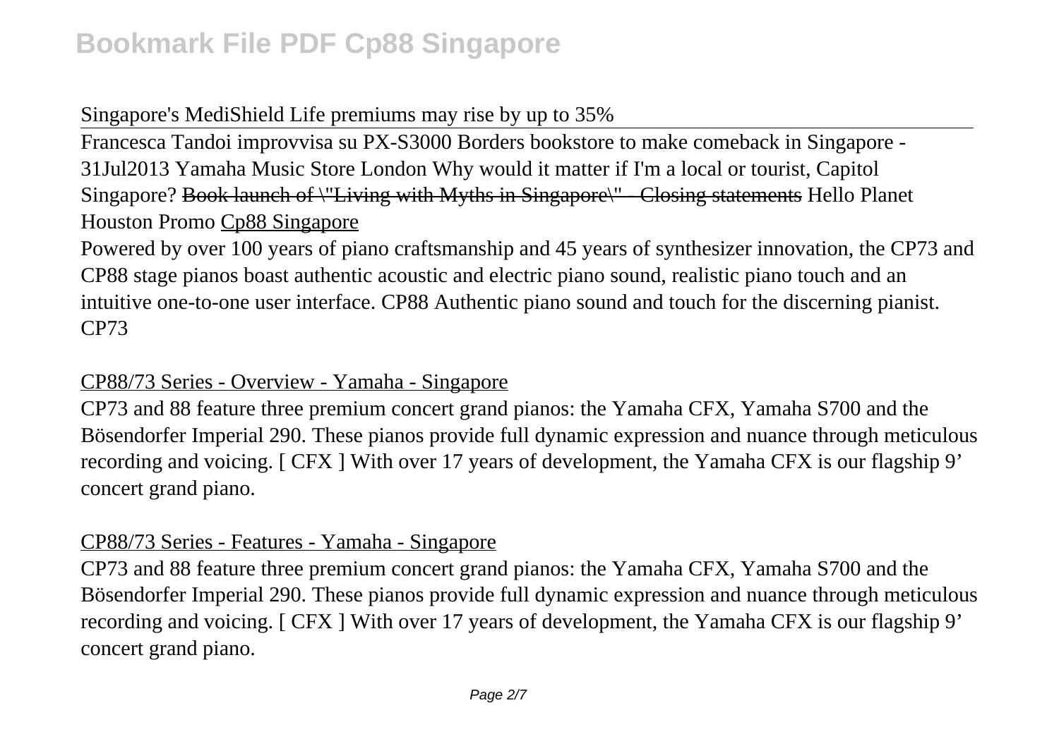Singapore's MediShield Life premiums may rise by up to 35%

Francesca Tandoi improvvisa su PX-S3000 Borders bookstore to make comeback in Singapore - 31Jul2013 Yamaha Music Store London Why would it matter if I'm a local or tourist, Capitol Singapore? ~~Book launch of \"Living with Myths in Singapore\" - Closing statements~~ Hello Planet Houston Promo Cp88 Singapore

Powered by over 100 years of piano craftsmanship and 45 years of synthesizer innovation, the CP73 and CP88 stage pianos boast authentic acoustic and electric piano sound, realistic piano touch and an intuitive one-to-one user interface. CP88 Authentic piano sound and touch for the discerning pianist. CP73

CP88/73 Series - Overview - Yamaha - Singapore

CP73 and 88 feature three premium concert grand pianos: the Yamaha CFX, Yamaha S700 and the Bösendorfer Imperial 290. These pianos provide full dynamic expression and nuance through meticulous recording and voicing. [ CFX ] With over 17 years of development, the Yamaha CFX is our flagship 9' concert grand piano.

CP88/73 Series - Features - Yamaha - Singapore

CP73 and 88 feature three premium concert grand pianos: the Yamaha CFX, Yamaha S700 and the Bösendorfer Imperial 290. These pianos provide full dynamic expression and nuance through meticulous recording and voicing. [ CFX ] With over 17 years of development, the Yamaha CFX is our flagship 9' concert grand piano.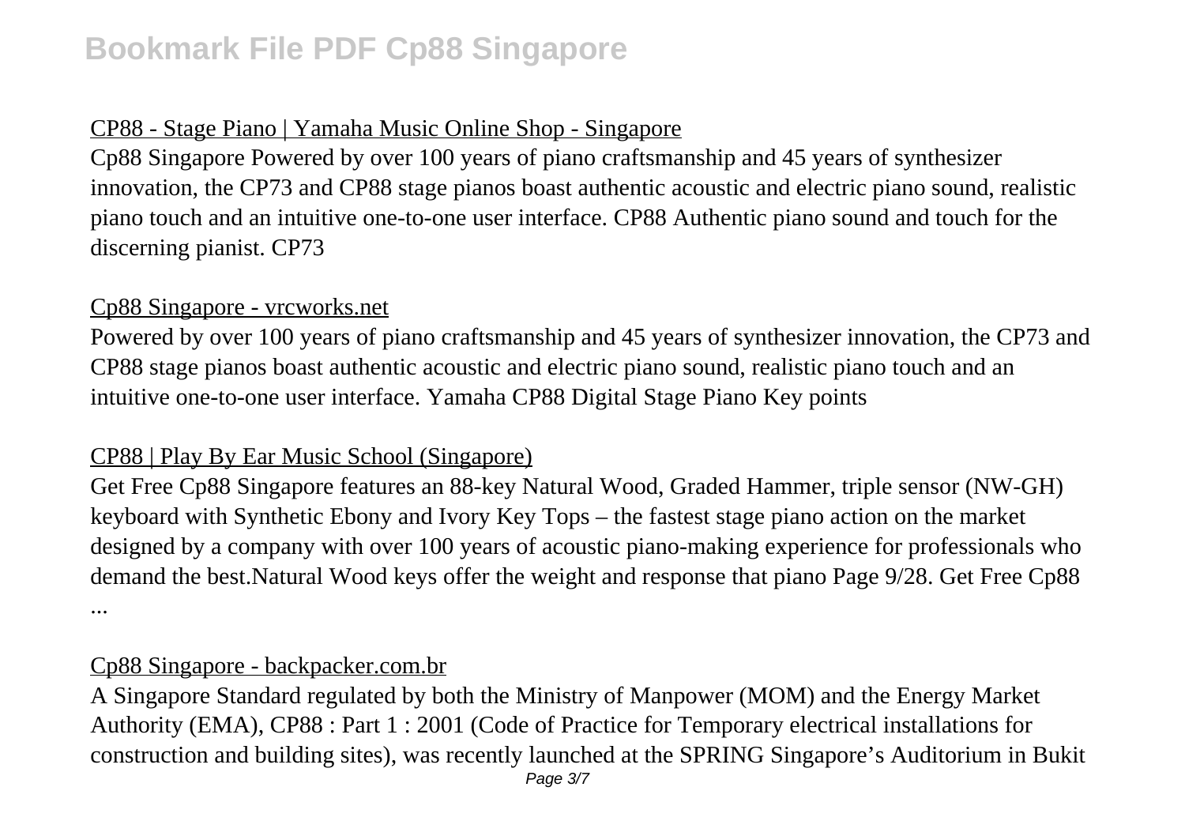## CP88 - Stage Piano | Yamaha Music Online Shop - Singapore

Cp88 Singapore Powered by over 100 years of piano craftsmanship and 45 years of synthesizer innovation, the CP73 and CP88 stage pianos boast authentic acoustic and electric piano sound, realistic piano touch and an intuitive one-to-one user interface. CP88 Authentic piano sound and touch for the discerning pianist. CP73

## Cp88 Singapore - vrcworks.net

Powered by over 100 years of piano craftsmanship and 45 years of synthesizer innovation, the CP73 and CP88 stage pianos boast authentic acoustic and electric piano sound, realistic piano touch and an intuitive one-to-one user interface. Yamaha CP88 Digital Stage Piano Key points

## CP88 | Play By Ear Music School (Singapore)

Get Free Cp88 Singapore features an 88-key Natural Wood, Graded Hammer, triple sensor (NW-GH) keyboard with Synthetic Ebony and Ivory Key Tops – the fastest stage piano action on the market designed by a company with over 100 years of acoustic piano-making experience for professionals who demand the best.Natural Wood keys offer the weight and response that piano Page 9/28. Get Free Cp88 ...

## Cp88 Singapore - backpacker.com.br

A Singapore Standard regulated by both the Ministry of Manpower (MOM) and the Energy Market Authority (EMA), CP88 : Part 1 : 2001 (Code of Practice for Temporary electrical installations for construction and building sites), was recently launched at the SPRING Singapore's Auditorium in Bukit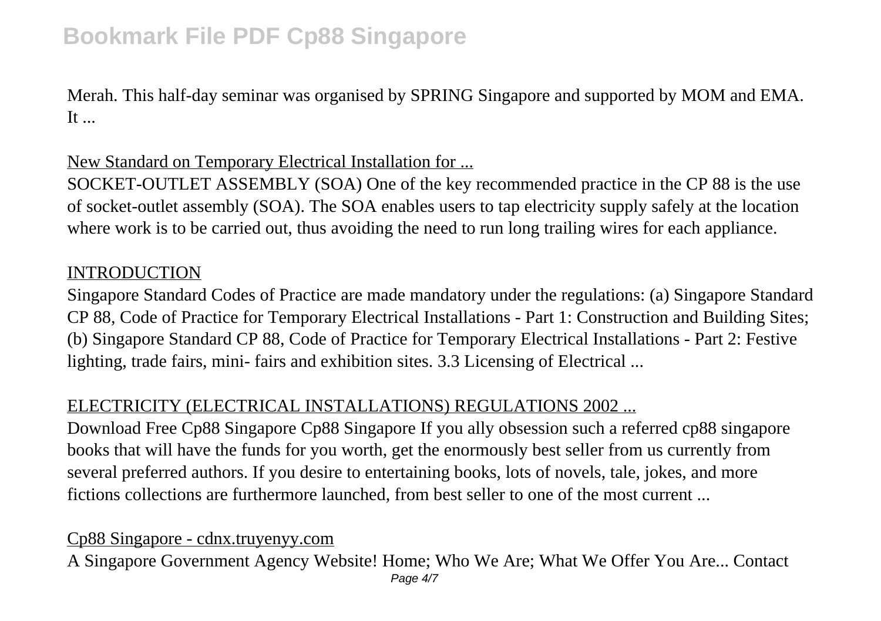Merah. This half-day seminar was organised by SPRING Singapore and supported by MOM and EMA. It ...

New Standard on Temporary Electrical Installation for ...

SOCKET-OUTLET ASSEMBLY (SOA) One of the key recommended practice in the CP 88 is the use of socket-outlet assembly (SOA). The SOA enables users to tap electricity supply safely at the location where work is to be carried out, thus avoiding the need to run long trailing wires for each appliance.

INTRODUCTION

Singapore Standard Codes of Practice are made mandatory under the regulations: (a) Singapore Standard CP 88, Code of Practice for Temporary Electrical Installations - Part 1: Construction and Building Sites; (b) Singapore Standard CP 88, Code of Practice for Temporary Electrical Installations - Part 2: Festive lighting, trade fairs, mini- fairs and exhibition sites. 3.3 Licensing of Electrical ...

ELECTRICITY (ELECTRICAL INSTALLATIONS) REGULATIONS 2002 ...

Download Free Cp88 Singapore Cp88 Singapore If you ally obsession such a referred cp88 singapore books that will have the funds for you worth, get the enormously best seller from us currently from several preferred authors. If you desire to entertaining books, lots of novels, tale, jokes, and more fictions collections are furthermore launched, from best seller to one of the most current ...

Cp88 Singapore - cdnx.truyenyy.com

A Singapore Government Agency Website! Home; Who We Are; What We Offer You Are... Contact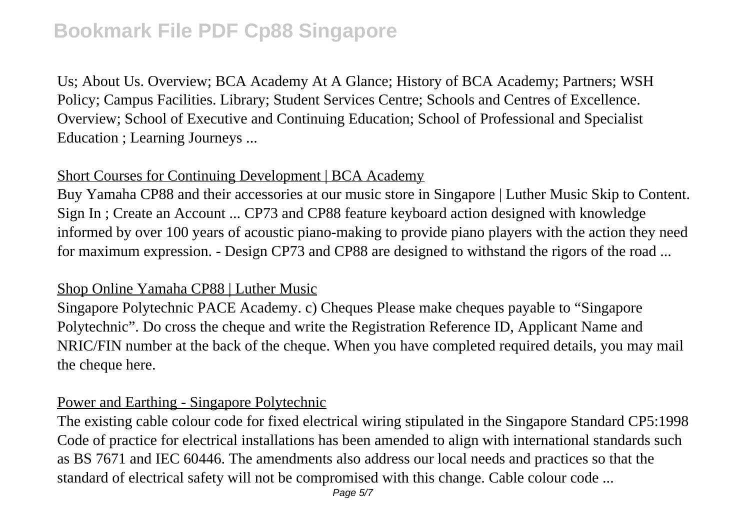Us; About Us. Overview; BCA Academy At A Glance; History of BCA Academy; Partners; WSH Policy; Campus Facilities. Library; Student Services Centre; Schools and Centres of Excellence. Overview; School of Executive and Continuing Education; School of Professional and Specialist Education ; Learning Journeys ...

Short Courses for Continuing Development | BCA Academy

Buy Yamaha CP88 and their accessories at our music store in Singapore | Luther Music Skip to Content. Sign In ; Create an Account ... CP73 and CP88 feature keyboard action designed with knowledge informed by over 100 years of acoustic piano-making to provide piano players with the action they need for maximum expression. - Design CP73 and CP88 are designed to withstand the rigors of the road ...

Shop Online Yamaha CP88 | Luther Music

Singapore Polytechnic PACE Academy. c) Cheques Please make cheques payable to "Singapore Polytechnic". Do cross the cheque and write the Registration Reference ID, Applicant Name and NRIC/FIN number at the back of the cheque. When you have completed required details, you may mail the cheque here.

Power and Earthing - Singapore Polytechnic

The existing cable colour code for fixed electrical wiring stipulated in the Singapore Standard CP5:1998 Code of practice for electrical installations has been amended to align with international standards such as BS 7671 and IEC 60446. The amendments also address our local needs and practices so that the standard of electrical safety will not be compromised with this change. Cable colour code ...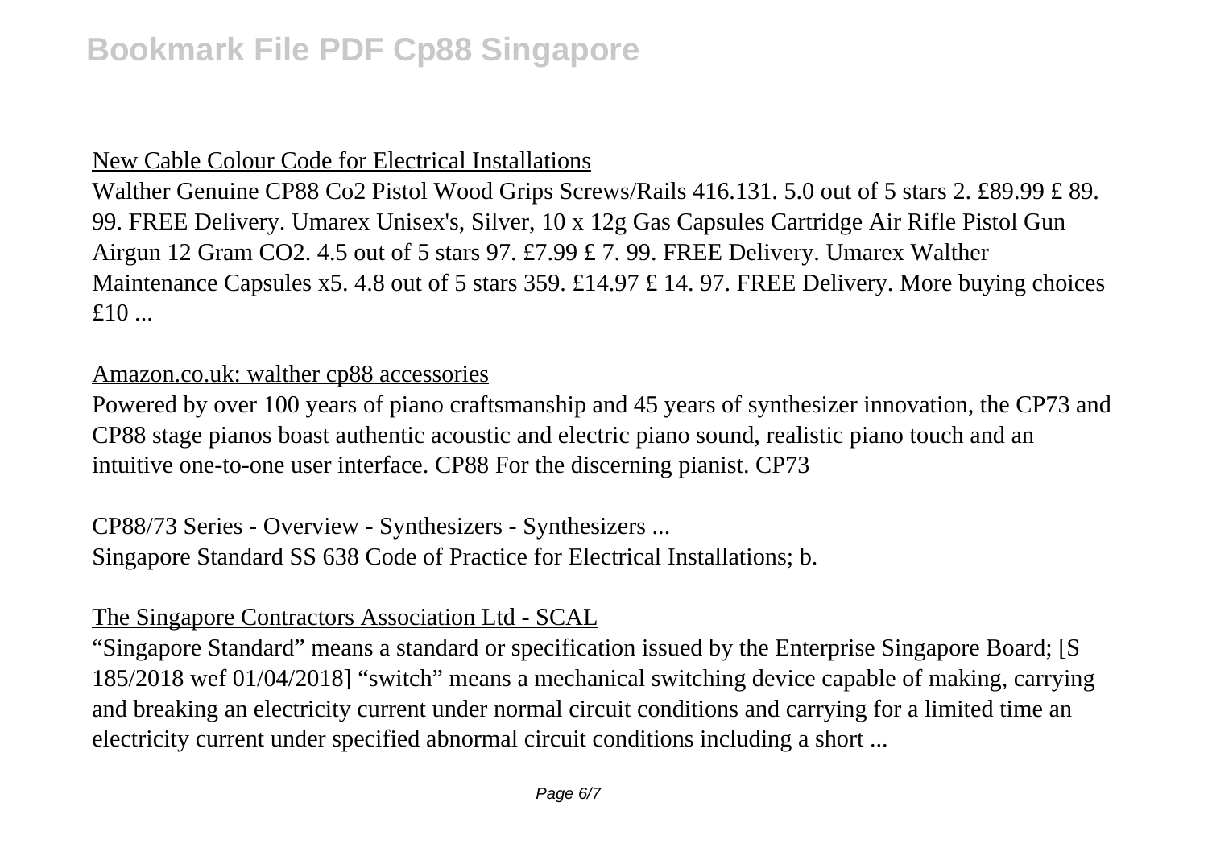New Cable Colour Code for Electrical Installations

Walther Genuine CP88 Co2 Pistol Wood Grips Screws/Rails 416.131. 5.0 out of 5 stars 2. £89.99 £ 89. 99. FREE Delivery. Umarex Unisex's, Silver, 10 x 12g Gas Capsules Cartridge Air Rifle Pistol Gun Airgun 12 Gram CO2. 4.5 out of 5 stars 97. £7.99 £ 7. 99. FREE Delivery. Umarex Walther Maintenance Capsules x5. 4.8 out of 5 stars 359. £14.97 £ 14. 97. FREE Delivery. More buying choices £10 ...

Amazon.co.uk: walther cp88 accessories

Powered by over 100 years of piano craftsmanship and 45 years of synthesizer innovation, the CP73 and CP88 stage pianos boast authentic acoustic and electric piano sound, realistic piano touch and an intuitive one-to-one user interface. CP88 For the discerning pianist. CP73

CP88/73 Series - Overview - Synthesizers - Synthesizers ...

Singapore Standard SS 638 Code of Practice for Electrical Installations; b.

The Singapore Contractors Association Ltd - SCAL

"Singapore Standard" means a standard or specification issued by the Enterprise Singapore Board; [S 185/2018 wef 01/04/2018] "switch" means a mechanical switching device capable of making, carrying and breaking an electricity current under normal circuit conditions and carrying for a limited time an electricity current under specified abnormal circuit conditions including a short ...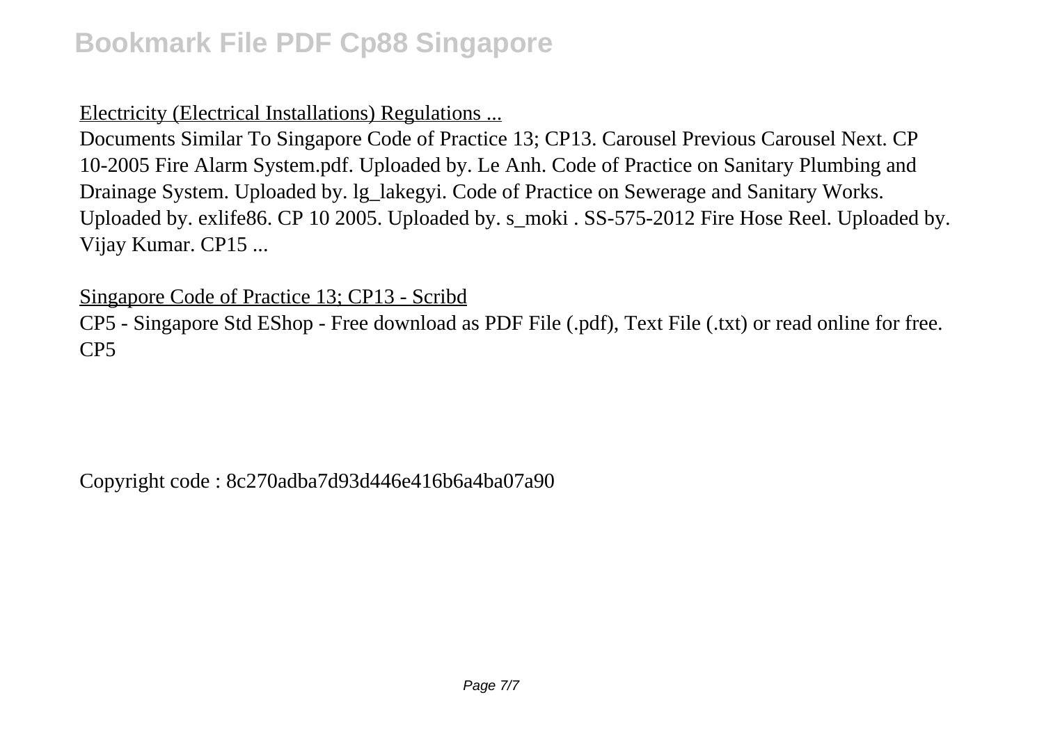Electricity (Electrical Installations) Regulations ...

Documents Similar To Singapore Code of Practice 13; CP13. Carousel Previous Carousel Next. CP 10-2005 Fire Alarm System.pdf. Uploaded by. Le Anh. Code of Practice on Sanitary Plumbing and Drainage System. Uploaded by. lg_lakegyi. Code of Practice on Sewerage and Sanitary Works. Uploaded by. exlife86. CP 10 2005. Uploaded by. s_moki . SS-575-2012 Fire Hose Reel. Uploaded by. Vijay Kumar. CP15 ...

Singapore Code of Practice 13; CP13 - Scribd

CP5 - Singapore Std EShop - Free download as PDF File (.pdf), Text File (.txt) or read online for free. CP5

Copyright code : 8c270adba7d93d446e416b6a4ba07a90